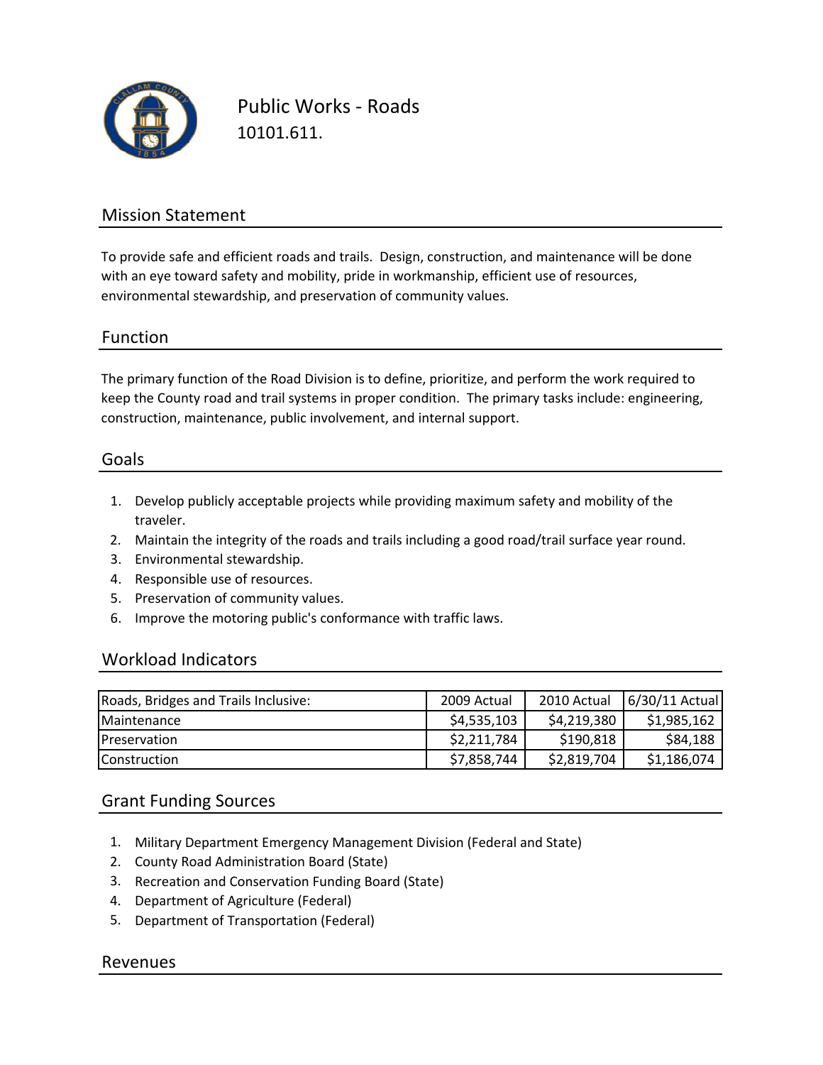# Public Works - Roads

10101.611.

## Mission Statement

To provide safe and efficient roads and trails. Design, construction, and maintenance will be done with an eye toward safety and mobility, pride in workmanship, efficient use of resources, environmental stewardship, and preservation of community values.

## Function

The primary function of the Road Division is to define, prioritize, and perform the work required to keep the County road and trail systems in proper condition. The primary tasks include: engineering, construction, maintenance, public involvement, and internal support.

## Goals

1. Develop publicly acceptable projects while providing maximum safety and mobility of the traveler.
2. Maintain the integrity of the roads and trails including a good road/trail surface year round.
3. Environmental stewardship.
4. Responsible use of resources.
5. Preservation of community values.
6. Improve the motoring public's conformance with traffic laws.

## Workload Indicators

| Roads, Bridges and Trails Inclusive: | 2009 Actual | 2010 Actual | 6/30/11 Actual |
|---|---|---|---|
| Maintenance | $4,535,103 | $4,219,380 | $1,985,162 |
| Preservation | $2,211,784 | $190,818 | $84,188 |
| Construction | $7,858,744 | $2,819,704 | $1,186,074 |

## Grant Funding Sources

1. Military Department Emergency Management Division (Federal and State)
2. County Road Administration Board (State)
3. Recreation and Conservation Funding Board (State)
4. Department of Agriculture (Federal)
5. Department of Transportation (Federal)

## Revenues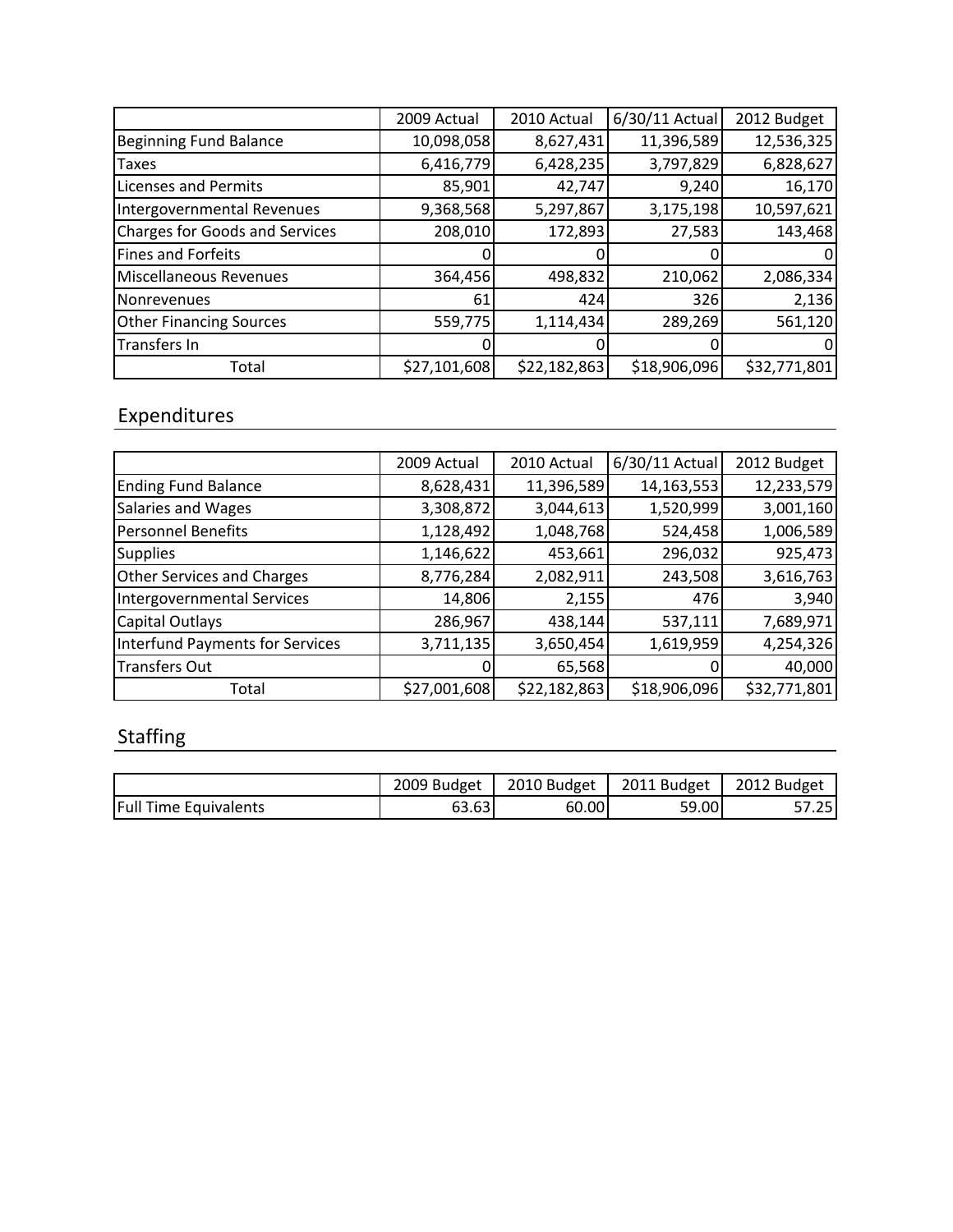| | 2009 Actual | 2010 Actual | 6/30/11 Actual | 2012 Budget |
|---|---|---|---|---|
| Beginning Fund Balance | 10,098,058 | 8,627,431 | 11,396,589 | 12,536,325 |
| Taxes | 6,416,779 | 6,428,235 | 3,797,829 | 6,828,627 |
| Licenses and Permits | 85,901 | 42,747 | 9,240 | 16,170 |
| Intergovernmental Revenues | 9,368,568 | 5,297,867 | 3,175,198 | 10,597,621 |
| Charges for Goods and Services | 208,010 | 172,893 | 27,583 | 143,468 |
| Fines and Forfeits | 0 | 0 | 0 | 0 |
| Miscellaneous Revenues | 364,456 | 498,832 | 210,062 | 2,086,334 |
| Nonrevenues | 61 | 424 | 326 | 2,136 |
| Other Financing Sources | 559,775 | 1,114,434 | 289,269 | 561,120 |
| Transfers In | 0 | 0 | 0 | 0 |
| Total | $27,101,608 | $22,182,863 | $18,906,096 | $32,771,801 |

## Expenditures

| | 2009 Actual | 2010 Actual | 6/30/11 Actual | 2012 Budget |
|---|---|---|---|---|
| Ending Fund Balance | 8,628,431 | 11,396,589 | 14,163,553 | 12,233,579 |
| Salaries and Wages | 3,308,872 | 3,044,613 | 1,520,999 | 3,001,160 |
| Personnel Benefits | 1,128,492 | 1,048,768 | 524,458 | 1,006,589 |
| Supplies | 1,146,622 | 453,661 | 296,032 | 925,473 |
| Other Services and Charges | 8,776,284 | 2,082,911 | 243,508 | 3,616,763 |
| Intergovernmental Services | 14,806 | 2,155 | 476 | 3,940 |
| Capital Outlays | 286,967 | 438,144 | 537,111 | 7,689,971 |
| Interfund Payments for Services | 3,711,135 | 3,650,454 | 1,619,959 | 4,254,326 |
| Transfers Out | 0 | 65,568 | 0 | 40,000 |
| Total | $27,001,608 | $22,182,863 | $18,906,096 | $32,771,801 |

## Staffing

| | 2009 Budget | 2010 Budget | 2011 Budget | 2012 Budget |
|---|---|---|---|---|
| Full Time Equivalents | 63.63 | 60.00 | 59.00 | 57.25 |